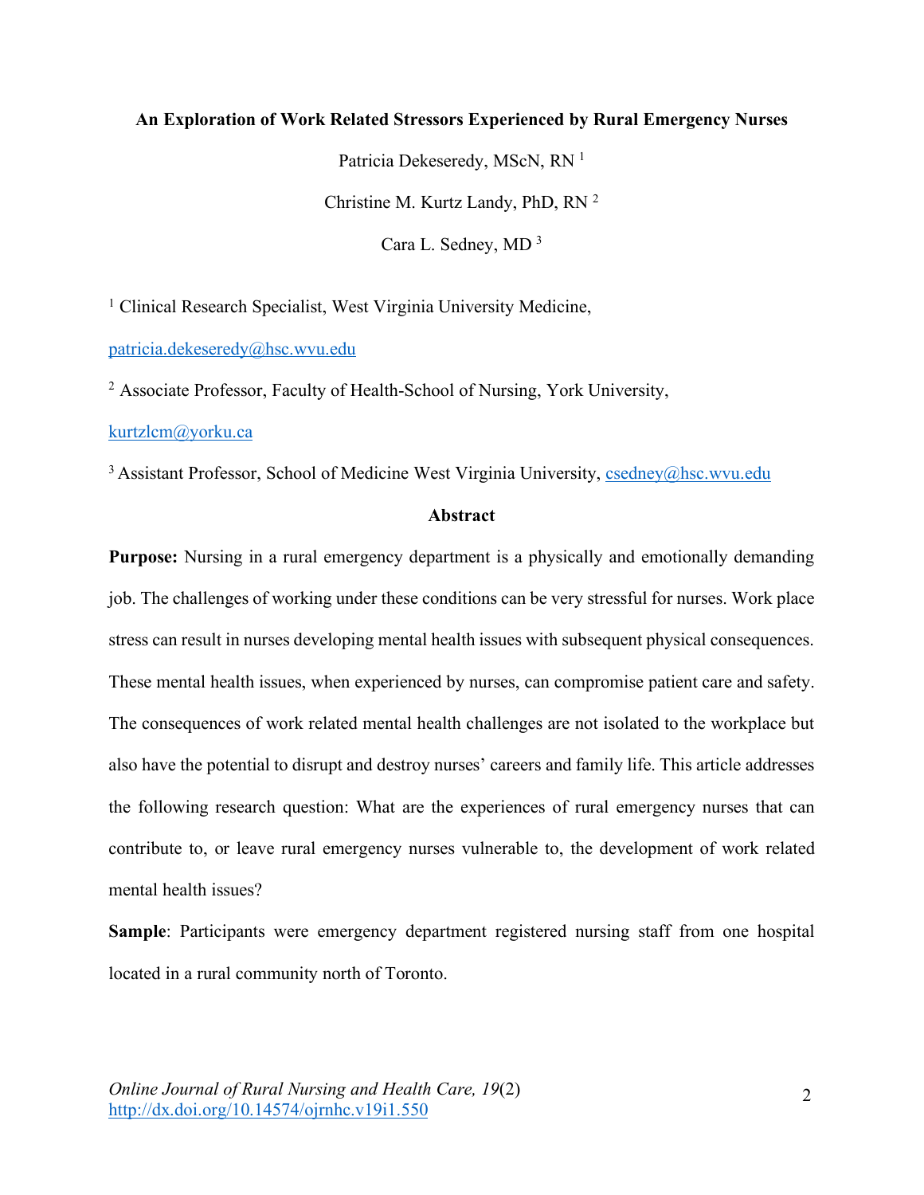# An Exploration of Work Related Stressors Experienced by Rural Emergency Nurses

Patricia Dekeseredy, MScN, RN [1]

Christine M. Kurtz Landy, PhD, RN [2]

Cara L. Sedney, MD [3]

[1] Clinical Research Specialist, West Virginia University Medicine, patricia.dekeseredy@hsc.wvu.edu

[2] Associate Professor, Faculty of Health-School of Nursing, York University, kurtzlcm@yorku.ca

[3] Assistant Professor, School of Medicine West Virginia University, csedney@hsc.wvu.edu

## Abstract

**Purpose:** Nursing in a rural emergency department is a physically and emotionally demanding job. The challenges of working under these conditions can be very stressful for nurses. Work place stress can result in nurses developing mental health issues with subsequent physical consequences. These mental health issues, when experienced by nurses, can compromise patient care and safety. The consequences of work related mental health challenges are not isolated to the workplace but also have the potential to disrupt and destroy nurses' careers and family life. This article addresses the following research question: What are the experiences of rural emergency nurses that can contribute to, or leave rural emergency nurses vulnerable to, the development of work related mental health issues?

**Sample**: Participants were emergency department registered nursing staff from one hospital located in a rural community north of Toronto.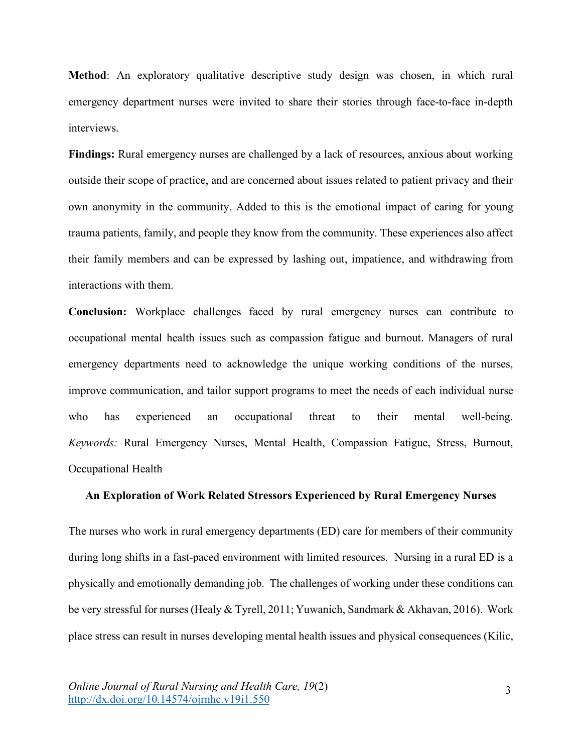**Method**: An exploratory qualitative descriptive study design was chosen, in which rural emergency department nurses were invited to share their stories through face-to-face in-depth interviews.

**Findings:** Rural emergency nurses are challenged by a lack of resources, anxious about working outside their scope of practice, and are concerned about issues related to patient privacy and their own anonymity in the community. Added to this is the emotional impact of caring for young trauma patients, family, and people they know from the community. These experiences also affect their family members and can be expressed by lashing out, impatience, and withdrawing from interactions with them.

**Conclusion:** Workplace challenges faced by rural emergency nurses can contribute to occupational mental health issues such as compassion fatigue and burnout. Managers of rural emergency departments need to acknowledge the unique working conditions of the nurses, improve communication, and tailor support programs to meet the needs of each individual nurse who has experienced an occupational threat to their mental well-being.

*Keywords:* Rural Emergency Nurses, Mental Health, Compassion Fatigue, Stress, Burnout, Occupational Health

## An Exploration of Work Related Stressors Experienced by Rural Emergency Nurses

The nurses who work in rural emergency departments (ED) care for members of their community during long shifts in a fast-paced environment with limited resources. Nursing in a rural ED is a physically and emotionally demanding job. The challenges of working under these conditions can be very stressful for nurses (Healy & Tyrell, 2011; Yuwanich, Sandmark & Akhavan, 2016). Work place stress can result in nurses developing mental health issues and physical consequences (Kilic,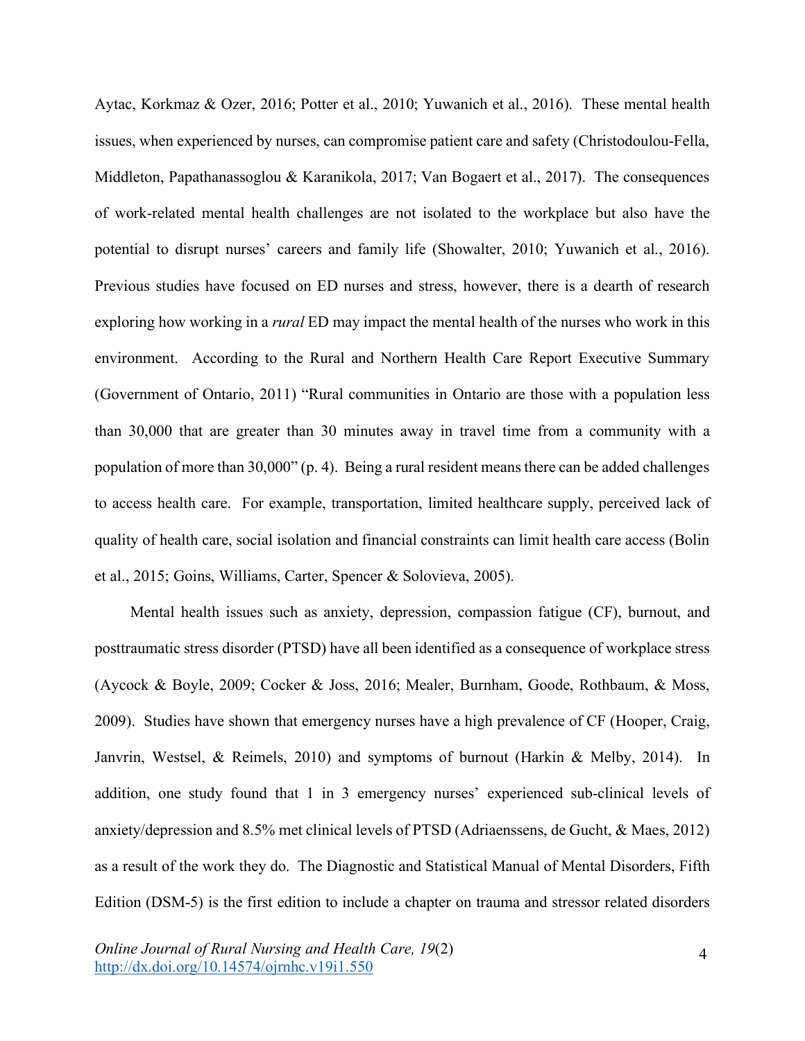Aytac, Korkmaz & Ozer, 2016; Potter et al., 2010; Yuwanich et al., 2016). These mental health issues, when experienced by nurses, can compromise patient care and safety (Christodoulou-Fella, Middleton, Papathanassoglou & Karanikola, 2017; Van Bogaert et al., 2017). The consequences of work-related mental health challenges are not isolated to the workplace but also have the potential to disrupt nurses' careers and family life (Showalter, 2010; Yuwanich et al., 2016). Previous studies have focused on ED nurses and stress, however, there is a dearth of research exploring how working in a *rural* ED may impact the mental health of the nurses who work in this environment. According to the Rural and Northern Health Care Report Executive Summary (Government of Ontario, 2011) "Rural communities in Ontario are those with a population less than 30,000 that are greater than 30 minutes away in travel time from a community with a population of more than 30,000" (p. 4). Being a rural resident means there can be added challenges to access health care. For example, transportation, limited healthcare supply, perceived lack of quality of health care, social isolation and financial constraints can limit health care access (Bolin et al., 2015; Goins, Williams, Carter, Spencer & Solovieva, 2005).

Mental health issues such as anxiety, depression, compassion fatigue (CF), burnout, and posttraumatic stress disorder (PTSD) have all been identified as a consequence of workplace stress (Aycock & Boyle, 2009; Cocker & Joss, 2016; Mealer, Burnham, Goode, Rothbaum, & Moss, 2009). Studies have shown that emergency nurses have a high prevalence of CF (Hooper, Craig, Janvrin, Westsel, & Reimels, 2010) and symptoms of burnout (Harkin & Melby, 2014). In addition, one study found that 1 in 3 emergency nurses' experienced sub-clinical levels of anxiety/depression and 8.5% met clinical levels of PTSD (Adriaenssens, de Gucht, & Maes, 2012) as a result of the work they do. The Diagnostic and Statistical Manual of Mental Disorders, Fifth Edition (DSM-5) is the first edition to include a chapter on trauma and stressor related disorders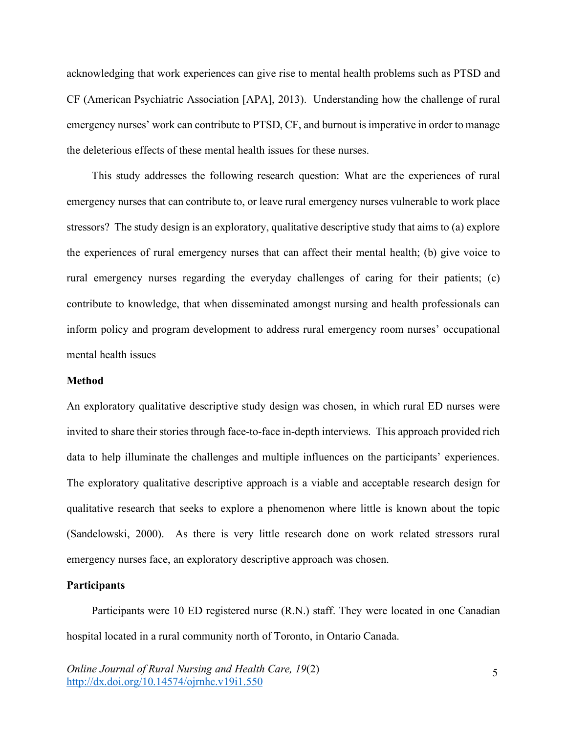acknowledging that work experiences can give rise to mental health problems such as PTSD and CF (American Psychiatric Association [APA], 2013). Understanding how the challenge of rural emergency nurses' work can contribute to PTSD, CF, and burnout is imperative in order to manage the deleterious effects of these mental health issues for these nurses.

This study addresses the following research question: What are the experiences of rural emergency nurses that can contribute to, or leave rural emergency nurses vulnerable to work place stressors? The study design is an exploratory, qualitative descriptive study that aims to (a) explore the experiences of rural emergency nurses that can affect their mental health; (b) give voice to rural emergency nurses regarding the everyday challenges of caring for their patients; (c) contribute to knowledge, that when disseminated amongst nursing and health professionals can inform policy and program development to address rural emergency room nurses' occupational mental health issues

## Method

An exploratory qualitative descriptive study design was chosen, in which rural ED nurses were invited to share their stories through face-to-face in-depth interviews. This approach provided rich data to help illuminate the challenges and multiple influences on the participants' experiences. The exploratory qualitative descriptive approach is a viable and acceptable research design for qualitative research that seeks to explore a phenomenon where little is known about the topic (Sandelowski, 2000). As there is very little research done on work related stressors rural emergency nurses face, an exploratory descriptive approach was chosen.

## Participants

Participants were 10 ED registered nurse (R.N.) staff. They were located in one Canadian hospital located in a rural community north of Toronto, in Ontario Canada.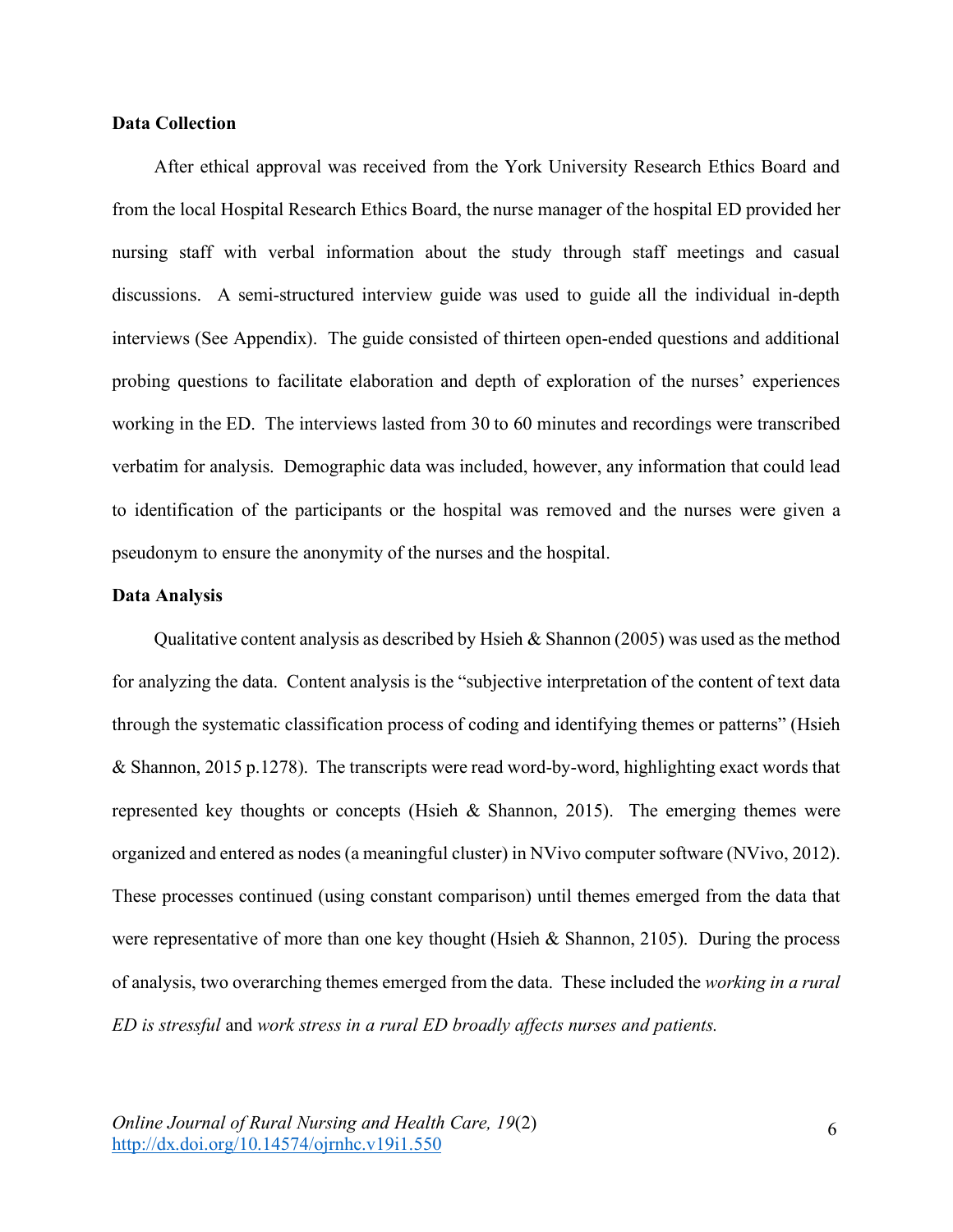### Data Collection

After ethical approval was received from the York University Research Ethics Board and from the local Hospital Research Ethics Board, the nurse manager of the hospital ED provided her nursing staff with verbal information about the study through staff meetings and casual discussions. A semi-structured interview guide was used to guide all the individual in-depth interviews (See Appendix). The guide consisted of thirteen open-ended questions and additional probing questions to facilitate elaboration and depth of exploration of the nurses' experiences working in the ED. The interviews lasted from 30 to 60 minutes and recordings were transcribed verbatim for analysis. Demographic data was included, however, any information that could lead to identification of the participants or the hospital was removed and the nurses were given a pseudonym to ensure the anonymity of the nurses and the hospital.

### Data Analysis

Qualitative content analysis as described by Hsieh & Shannon (2005) was used as the method for analyzing the data. Content analysis is the "subjective interpretation of the content of text data through the systematic classification process of coding and identifying themes or patterns" (Hsieh & Shannon, 2015 p.1278). The transcripts were read word-by-word, highlighting exact words that represented key thoughts or concepts (Hsieh & Shannon, 2015). The emerging themes were organized and entered as nodes (a meaningful cluster) in NVivo computer software (NVivo, 2012). These processes continued (using constant comparison) until themes emerged from the data that were representative of more than one key thought (Hsieh & Shannon, 2105). During the process of analysis, two overarching themes emerged from the data. These included the *working in a rural ED is stressful* and *work stress in a rural ED broadly affects nurses and patients.*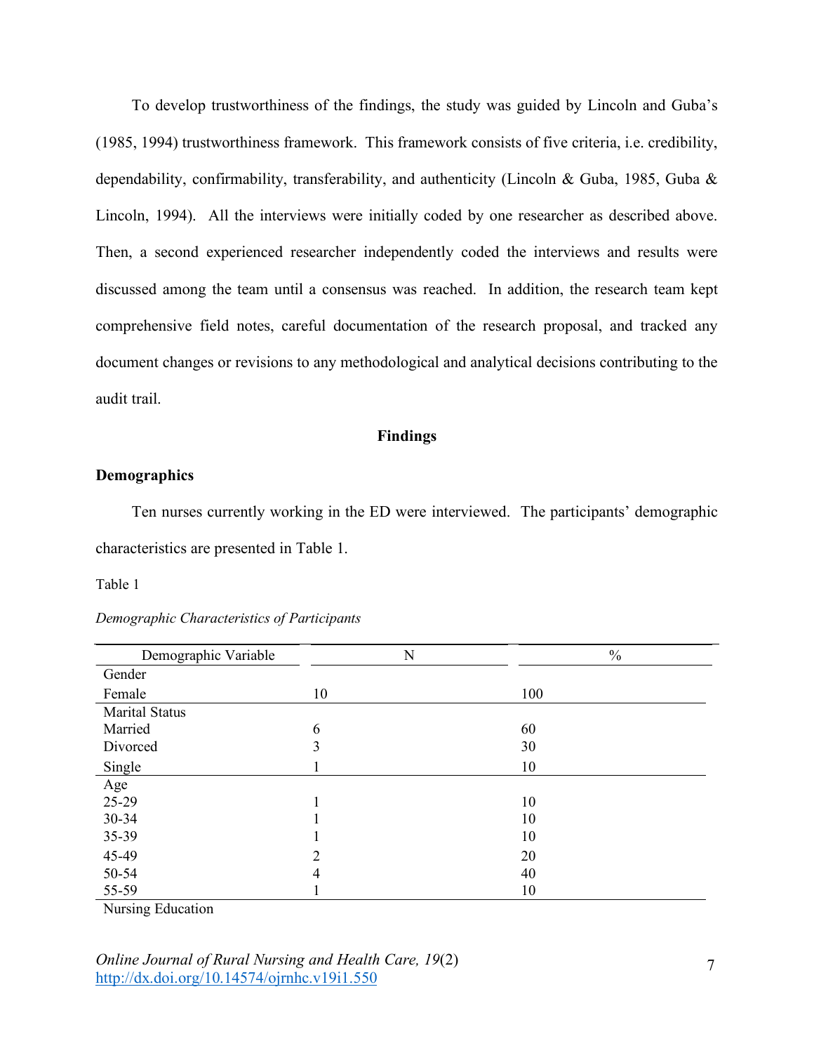To develop trustworthiness of the findings, the study was guided by Lincoln and Guba's (1985, 1994) trustworthiness framework. This framework consists of five criteria, i.e. credibility, dependability, confirmability, transferability, and authenticity (Lincoln & Guba, 1985, Guba & Lincoln, 1994). All the interviews were initially coded by one researcher as described above. Then, a second experienced researcher independently coded the interviews and results were discussed among the team until a consensus was reached. In addition, the research team kept comprehensive field notes, careful documentation of the research proposal, and tracked any document changes or revisions to any methodological and analytical decisions contributing to the audit trail.

## Findings

### Demographics

Ten nurses currently working in the ED were interviewed. The participants' demographic characteristics are presented in Table 1.

Table 1

*Demographic Characteristics of Participants*

| Demographic Variable | N | % |
|---|---|---|
| Gender | | |
| Female | 10 | 100 |
| Marital Status | | |
| Married | 6 | 60 |
| Divorced | 3 | 30 |
| Single | 1 | 10 |
| Age | | |
| 25-29 | 1 | 10 |
| 30-34 | 1 | 10 |
| 35-39 | 1 | 10 |
| 45-49 | 2 | 20 |
| 50-54 | 4 | 40 |
| 55-59 | 1 | 10 |
| Nursing Education | | |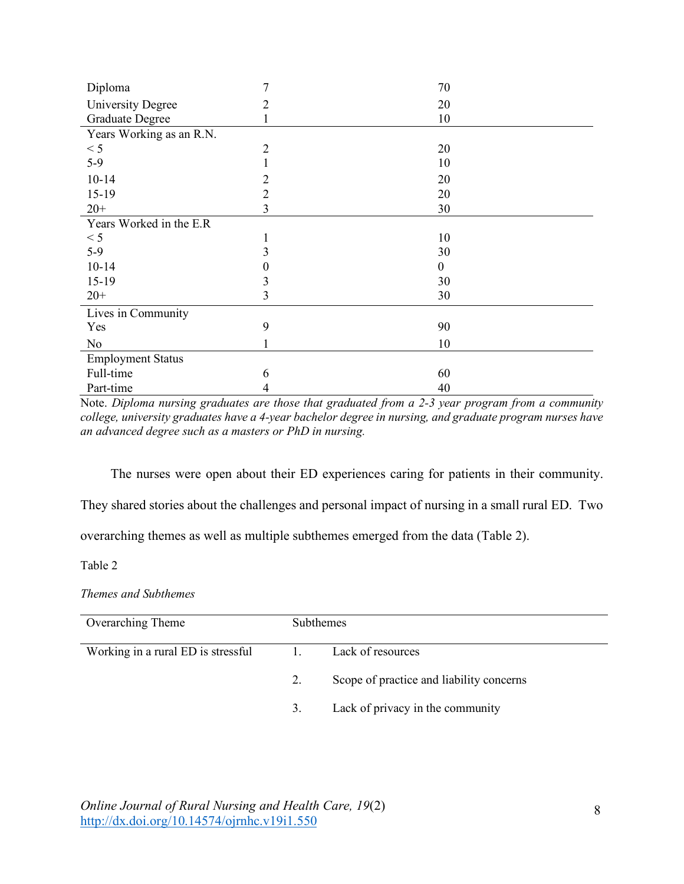| | | |
|---|---|---|
| Diploma | 7 | 70 |
| University Degree | 2 | 20 |
| Graduate Degree | 1 | 10 |
| Years Working as an R.N. | | |
| < 5 | 2 | 20 |
| 5-9 | 1 | 10 |
| 10-14 | 2 | 20 |
| 15-19 | 2 | 20 |
| 20+ | 3 | 30 |
| Years Worked in the E.R | | |
| < 5 | 1 | 10 |
| 5-9 | 3 | 30 |
| 10-14 | 0 | 0 |
| 15-19 | 3 | 30 |
| 20+ | 3 | 30 |
| Lives in Community | | |
| Yes | 9 | 90 |
| No | 1 | 10 |
| Employment Status | | |
| Full-time | 6 | 60 |
| Part-time | 4 | 40 |

Note. *Diploma nursing graduates are those that graduated from a 2-3 year program from a community college, university graduates have a 4-year bachelor degree in nursing, and graduate program nurses have an advanced degree such as a masters or PhD in nursing.*

The nurses were open about their ED experiences caring for patients in their community. They shared stories about the challenges and personal impact of nursing in a small rural ED. Two overarching themes as well as multiple subthemes emerged from the data (Table 2).

Table 2

*Themes and Subthemes*

| Overarching Theme | Subthemes | |
|---|---|---|
| Working in a rural ED is stressful | 1. | Lack of resources |
| | 2. | Scope of practice and liability concerns |
| | 3. | Lack of privacy in the community |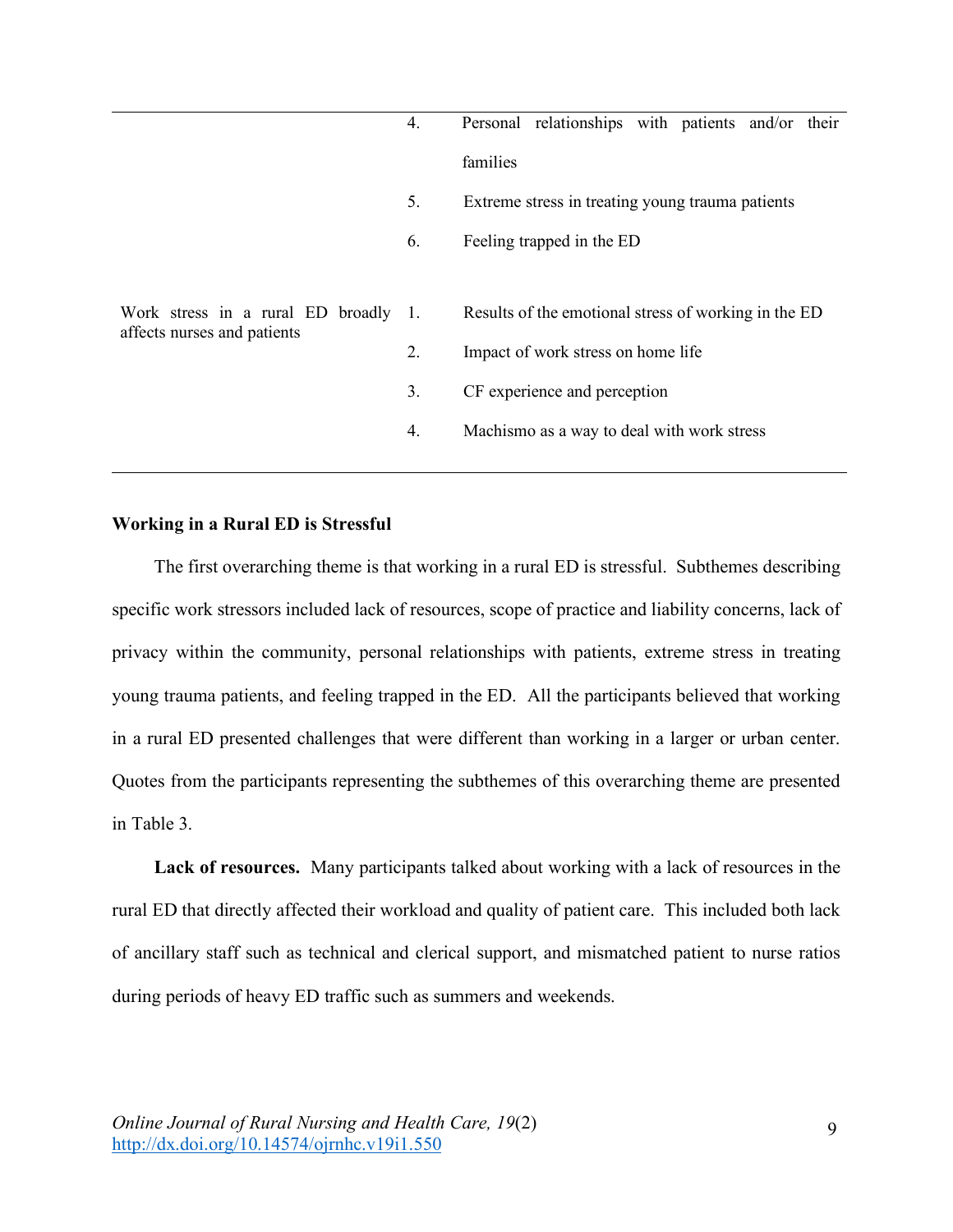| | | |
|---|---|---|
| | 4. | Personal relationships with patients and/or their families |
| | 5. | Extreme stress in treating young trauma patients |
| | 6. | Feeling trapped in the ED |
| Work stress in a rural ED broadly affects nurses and patients | 1. | Results of the emotional stress of working in the ED |
| | 2. | Impact of work stress on home life |
| | 3. | CF experience and perception |
| | 4. | Machismo as a way to deal with work stress |

### Working in a Rural ED is Stressful

The first overarching theme is that working in a rural ED is stressful. Subthemes describing specific work stressors included lack of resources, scope of practice and liability concerns, lack of privacy within the community, personal relationships with patients, extreme stress in treating young trauma patients, and feeling trapped in the ED. All the participants believed that working in a rural ED presented challenges that were different than working in a larger or urban center. Quotes from the participants representing the subthemes of this overarching theme are presented in Table 3.

**Lack of resources.** Many participants talked about working with a lack of resources in the rural ED that directly affected their workload and quality of patient care. This included both lack of ancillary staff such as technical and clerical support, and mismatched patient to nurse ratios during periods of heavy ED traffic such as summers and weekends.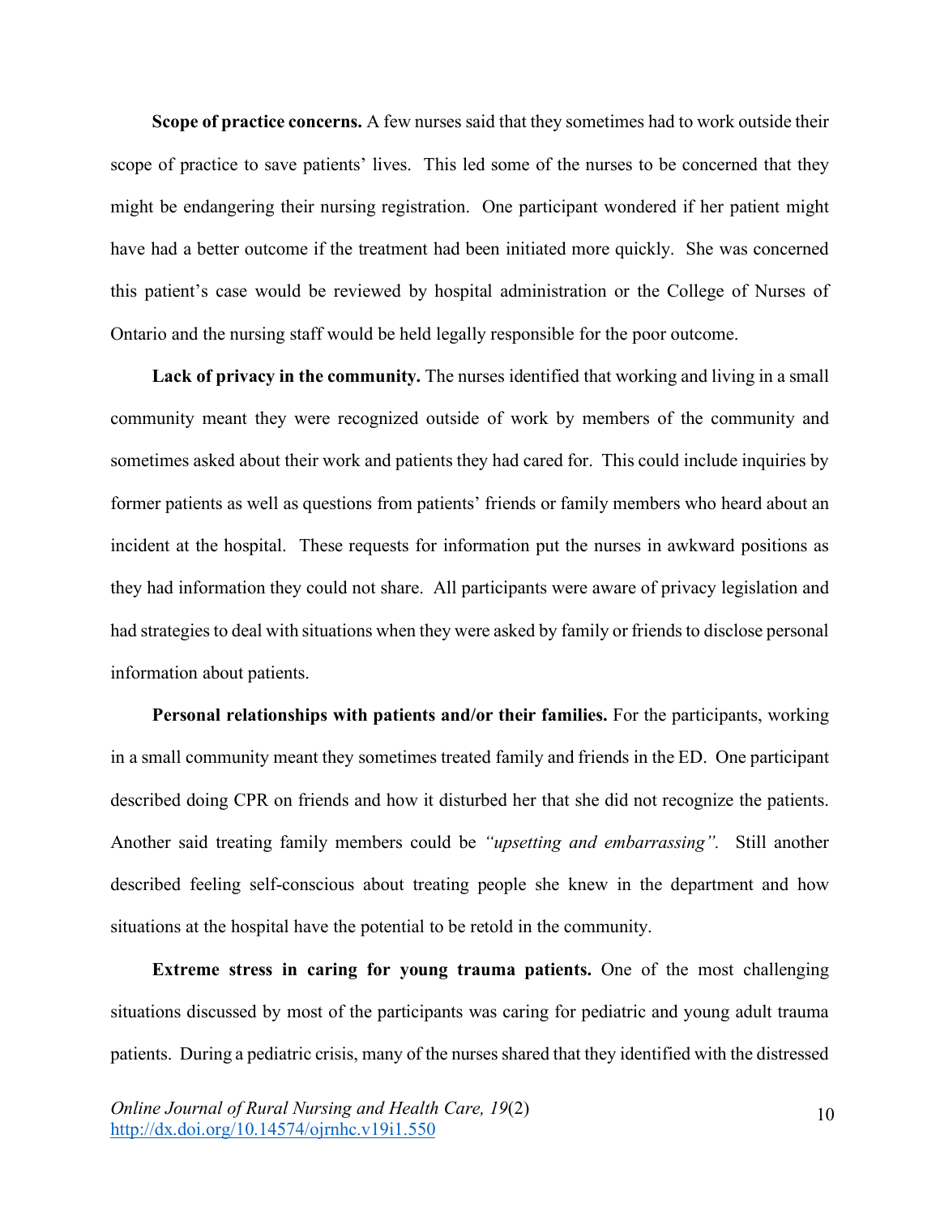**Scope of practice concerns.** A few nurses said that they sometimes had to work outside their scope of practice to save patients' lives. This led some of the nurses to be concerned that they might be endangering their nursing registration. One participant wondered if her patient might have had a better outcome if the treatment had been initiated more quickly. She was concerned this patient's case would be reviewed by hospital administration or the College of Nurses of Ontario and the nursing staff would be held legally responsible for the poor outcome.

**Lack of privacy in the community.** The nurses identified that working and living in a small community meant they were recognized outside of work by members of the community and sometimes asked about their work and patients they had cared for. This could include inquiries by former patients as well as questions from patients' friends or family members who heard about an incident at the hospital. These requests for information put the nurses in awkward positions as they had information they could not share. All participants were aware of privacy legislation and had strategies to deal with situations when they were asked by family or friends to disclose personal information about patients.

**Personal relationships with patients and/or their families.** For the participants, working in a small community meant they sometimes treated family and friends in the ED. One participant described doing CPR on friends and how it disturbed her that she did not recognize the patients. Another said treating family members could be *"upsetting and embarrassing".* Still another described feeling self-conscious about treating people she knew in the department and how situations at the hospital have the potential to be retold in the community.

**Extreme stress in caring for young trauma patients.** One of the most challenging situations discussed by most of the participants was caring for pediatric and young adult trauma patients. During a pediatric crisis, many of the nurses shared that they identified with the distressed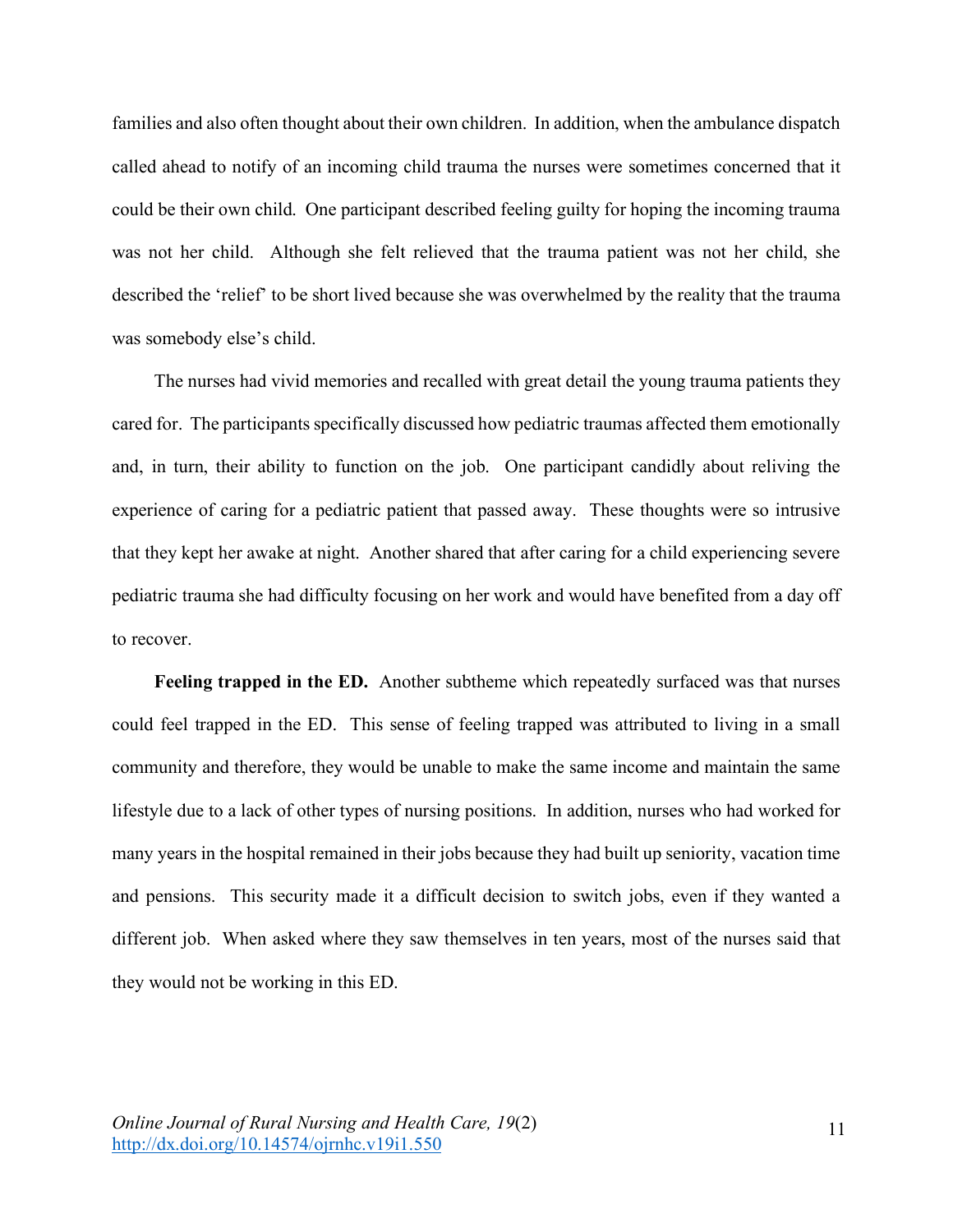families and also often thought about their own children. In addition, when the ambulance dispatch called ahead to notify of an incoming child trauma the nurses were sometimes concerned that it could be their own child. One participant described feeling guilty for hoping the incoming trauma was not her child. Although she felt relieved that the trauma patient was not her child, she described the 'relief' to be short lived because she was overwhelmed by the reality that the trauma was somebody else's child.

The nurses had vivid memories and recalled with great detail the young trauma patients they cared for. The participants specifically discussed how pediatric traumas affected them emotionally and, in turn, their ability to function on the job. One participant candidly about reliving the experience of caring for a pediatric patient that passed away. These thoughts were so intrusive that they kept her awake at night. Another shared that after caring for a child experiencing severe pediatric trauma she had difficulty focusing on her work and would have benefited from a day off to recover.

**Feeling trapped in the ED.** Another subtheme which repeatedly surfaced was that nurses could feel trapped in the ED. This sense of feeling trapped was attributed to living in a small community and therefore, they would be unable to make the same income and maintain the same lifestyle due to a lack of other types of nursing positions. In addition, nurses who had worked for many years in the hospital remained in their jobs because they had built up seniority, vacation time and pensions. This security made it a difficult decision to switch jobs, even if they wanted a different job. When asked where they saw themselves in ten years, most of the nurses said that they would not be working in this ED.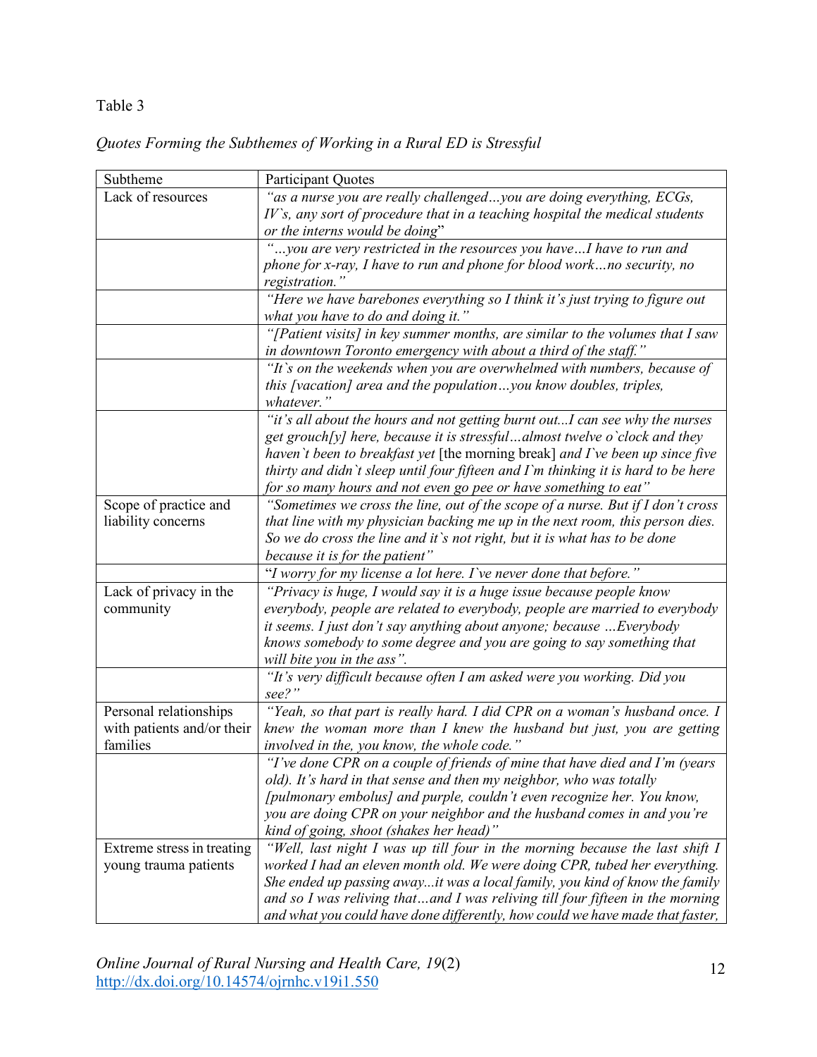Table 3

*Quotes Forming the Subthemes of Working in a Rural ED is Stressful*

| Subtheme | Participant Quotes |
| --- | --- |
| Lack of resources | *"as a nurse you are really challenged…you are doing everything, ECGs, IV`s, any sort of procedure that in a teaching hospital the medical students or the interns would be doing*" |
| | *"…you are very restricted in the resources you have…I have to run and phone for x-ray, I have to run and phone for blood work…no security, no registration."* |
| | *"Here we have barebones everything so I think it's just trying to figure out what you have to do and doing it."* |
| | *"[Patient visits] in key summer months, are similar to the volumes that I saw in downtown Toronto emergency with about a third of the staff."* |
| | *"It`s on the weekends when you are overwhelmed with numbers, because of this [vacation] area and the population…you know doubles, triples, whatever."* |
| | *"it's all about the hours and not getting burnt out...I can see why the nurses get grouch[y] here, because it is stressful…almost twelve o`clock and they haven`t been to breakfast yet* [the morning break] *and I`ve been up since five thirty and didn`t sleep until four fifteen and I`m thinking it is hard to be here for so many hours and not even go pee or have something to eat"* |
| Scope of practice and liability concerns | *"Sometimes we cross the line, out of the scope of a nurse. But if I don't cross that line with my physician backing me up in the next room, this person dies. So we do cross the line and it`s not right, but it is what has to be done because it is for the patient"* |
| | "*I worry for my license a lot here. I`ve never done that before."* |
| Lack of privacy in the community | *"Privacy is huge, I would say it is a huge issue because people know everybody, people are related to everybody, people are married to everybody it seems. I just don't say anything about anyone; because …Everybody knows somebody to some degree and you are going to say something that will bite you in the ass"*. |
| | *"It's very difficult because often I am asked were you working. Did you see?"* |
| Personal relationships with patients and/or their families | *"Yeah, so that part is really hard. I did CPR on a woman's husband once. I knew the woman more than I knew the husband but just, you are getting involved in the, you know, the whole code."* |
| | *"I've done CPR on a couple of friends of mine that have died and I'm (years old). It's hard in that sense and then my neighbor, who was totally [pulmonary embolus] and purple, couldn't even recognize her. You know, you are doing CPR on your neighbor and the husband comes in and you're kind of going, shoot (shakes her head)"* |
| Extreme stress in treating young trauma patients | *"Well, last night I was up till four in the morning because the last shift I worked I had an eleven month old. We were doing CPR, tubed her everything. She ended up passing away...it was a local family, you kind of know the family and so I was reliving that…and I was reliving till four fifteen in the morning and what you could have done differently, how could we have made that faster,* |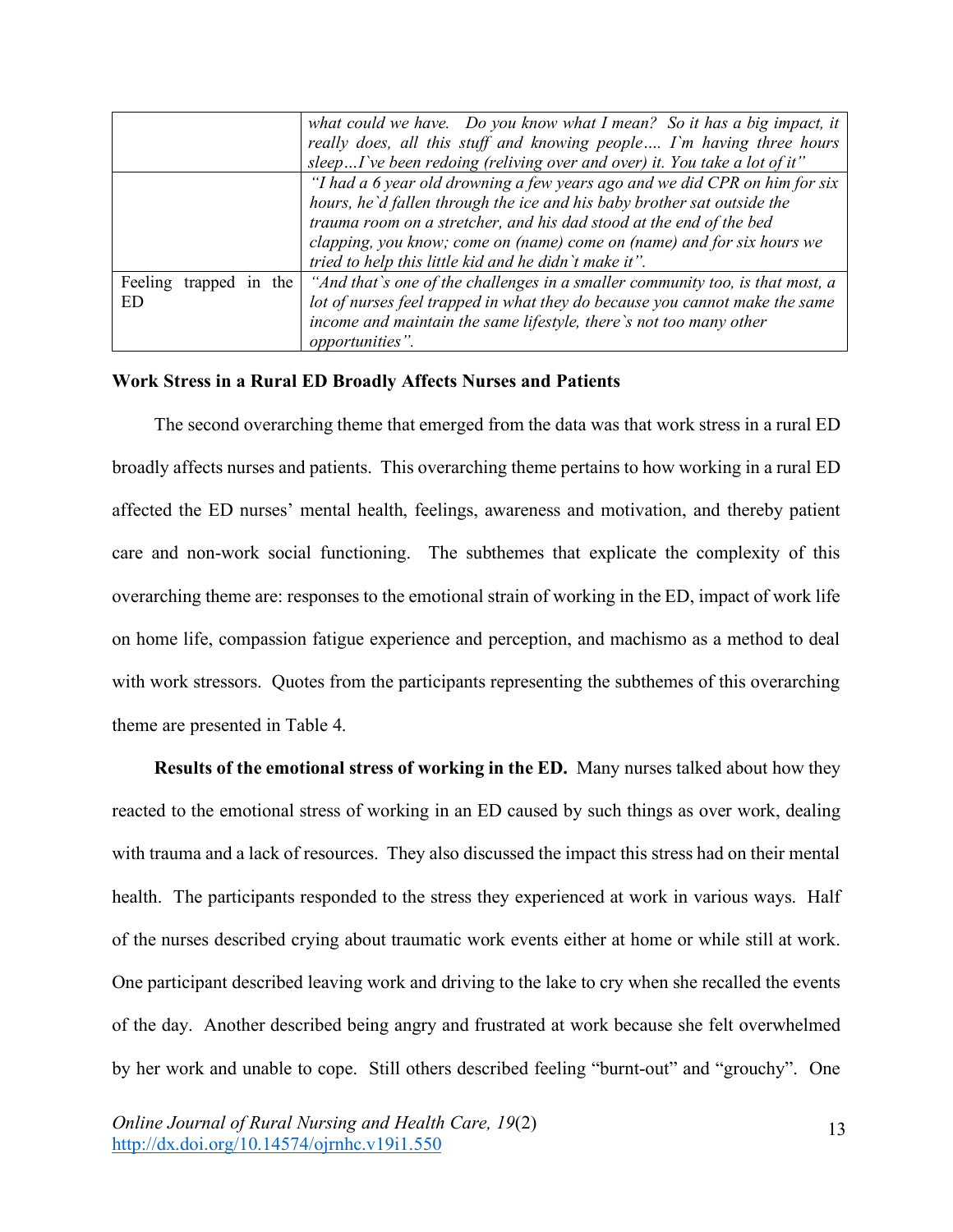| | |
|---|---|
| | *what could we have. Do you know what I mean? So it has a big impact, it really does, all this stuff and knowing people…. I`m having three hours sleep…I`ve been redoing (reliving over and over) it. You take a lot of it"* |
| | *"I had a 6 year old drowning a few years ago and we did CPR on him for six hours, he`d fallen through the ice and his baby brother sat outside the trauma room on a stretcher, and his dad stood at the end of the bed clapping, you know; come on (name) come on (name) and for six hours we tried to help this little kid and he didn`t make it".* |
| Feeling trapped in the ED | *"And that`s one of the challenges in a smaller community too, is that most, a lot of nurses feel trapped in what they do because you cannot make the same income and maintain the same lifestyle, there`s not too many other opportunities".* |

**Work Stress in a Rural ED Broadly Affects Nurses and Patients**

The second overarching theme that emerged from the data was that work stress in a rural ED broadly affects nurses and patients. This overarching theme pertains to how working in a rural ED affected the ED nurses' mental health, feelings, awareness and motivation, and thereby patient care and non-work social functioning. The subthemes that explicate the complexity of this overarching theme are: responses to the emotional strain of working in the ED, impact of work life on home life, compassion fatigue experience and perception, and machismo as a method to deal with work stressors. Quotes from the participants representing the subthemes of this overarching theme are presented in Table 4.

**Results of the emotional stress of working in the ED.** Many nurses talked about how they reacted to the emotional stress of working in an ED caused by such things as over work, dealing with trauma and a lack of resources. They also discussed the impact this stress had on their mental health. The participants responded to the stress they experienced at work in various ways. Half of the nurses described crying about traumatic work events either at home or while still at work. One participant described leaving work and driving to the lake to cry when she recalled the events of the day. Another described being angry and frustrated at work because she felt overwhelmed by her work and unable to cope. Still others described feeling "burnt-out" and "grouchy". One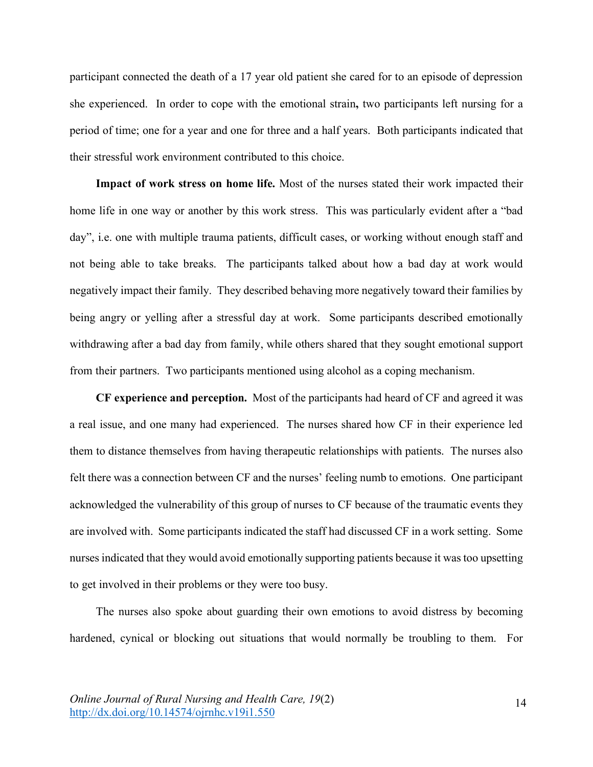participant connected the death of a 17 year old patient she cared for to an episode of depression she experienced. In order to cope with the emotional strain**,** two participants left nursing for a period of time; one for a year and one for three and a half years. Both participants indicated that their stressful work environment contributed to this choice.

**Impact of work stress on home life.** Most of the nurses stated their work impacted their home life in one way or another by this work stress. This was particularly evident after a "bad day", i.e. one with multiple trauma patients, difficult cases, or working without enough staff and not being able to take breaks. The participants talked about how a bad day at work would negatively impact their family. They described behaving more negatively toward their families by being angry or yelling after a stressful day at work. Some participants described emotionally withdrawing after a bad day from family, while others shared that they sought emotional support from their partners. Two participants mentioned using alcohol as a coping mechanism.

**CF experience and perception.** Most of the participants had heard of CF and agreed it was a real issue, and one many had experienced. The nurses shared how CF in their experience led them to distance themselves from having therapeutic relationships with patients. The nurses also felt there was a connection between CF and the nurses' feeling numb to emotions. One participant acknowledged the vulnerability of this group of nurses to CF because of the traumatic events they are involved with. Some participants indicated the staff had discussed CF in a work setting. Some nurses indicated that they would avoid emotionally supporting patients because it was too upsetting to get involved in their problems or they were too busy.

The nurses also spoke about guarding their own emotions to avoid distress by becoming hardened, cynical or blocking out situations that would normally be troubling to them. For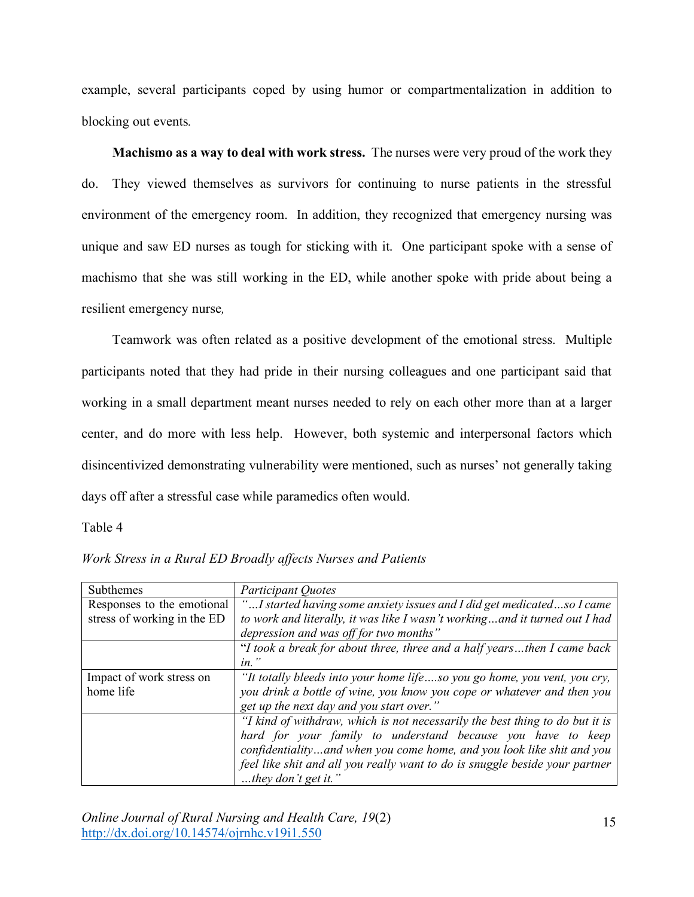example, several participants coped by using humor or compartmentalization in addition to blocking out events*.*

**Machismo as a way to deal with work stress.** The nurses were very proud of the work they do. They viewed themselves as survivors for continuing to nurse patients in the stressful environment of the emergency room. In addition, they recognized that emergency nursing was unique and saw ED nurses as tough for sticking with it. One participant spoke with a sense of machismo that she was still working in the ED, while another spoke with pride about being a resilient emergency nurse*,*

Teamwork was often related as a positive development of the emotional stress. Multiple participants noted that they had pride in their nursing colleagues and one participant said that working in a small department meant nurses needed to rely on each other more than at a larger center, and do more with less help. However, both systemic and interpersonal factors which disincentivized demonstrating vulnerability were mentioned, such as nurses' not generally taking days off after a stressful case while paramedics often would.

Table 4

*Work Stress in a Rural ED Broadly affects Nurses and Patients*

| Subthemes | *Participant Quotes* |
|---|---|
| Responses to the emotional stress of working in the ED | *"…I started having some anxiety issues and I did get medicated…so I came to work and literally, it was like I wasn't working…and it turned out I had depression and was off for two months"* |
| | "*I took a break for about three, three and a half years…then I came back in."* |
| Impact of work stress on home life | *"It totally bleeds into your home life….so you go home, you vent, you cry, you drink a bottle of wine, you know you cope or whatever and then you get up the next day and you start over."* |
| | *"I kind of withdraw, which is not necessarily the best thing to do but it is hard for your family to understand because you have to keep confidentiality…and when you come home, and you look like shit and you feel like shit and all you really want to do is snuggle beside your partner …they don't get it."* |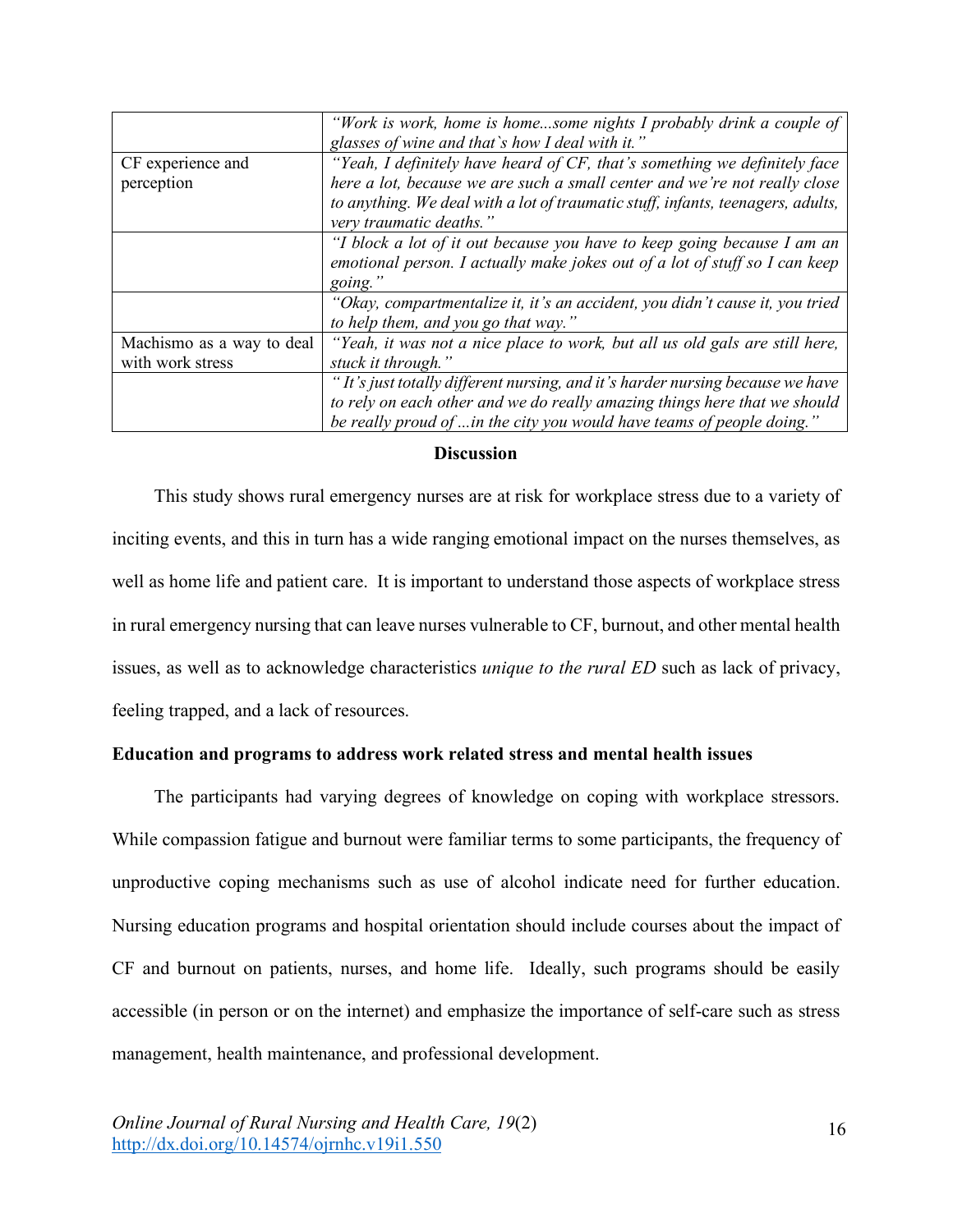| | |
|---|---|
| | *"Work is work, home is home...some nights I probably drink a couple of glasses of wine and that`s how I deal with it."* |
| CF experience and perception | *"Yeah, I definitely have heard of CF, that's something we definitely face here a lot, because we are such a small center and we're not really close to anything. We deal with a lot of traumatic stuff, infants, teenagers, adults, very traumatic deaths."* |
| | *"I block a lot of it out because you have to keep going because I am an emotional person. I actually make jokes out of a lot of stuff so I can keep going."* |
| | *"Okay, compartmentalize it, it's an accident, you didn't cause it, you tried to help them, and you go that way."* |
| Machismo as a way to deal with work stress | *"Yeah, it was not a nice place to work, but all us old gals are still here, stuck it through."* |
| | *" It's just totally different nursing, and it's harder nursing because we have to rely on each other and we do really amazing things here that we should be really proud of ...in the city you would have teams of people doing."* |

## Discussion

This study shows rural emergency nurses are at risk for workplace stress due to a variety of inciting events, and this in turn has a wide ranging emotional impact on the nurses themselves, as well as home life and patient care. It is important to understand those aspects of workplace stress in rural emergency nursing that can leave nurses vulnerable to CF, burnout, and other mental health issues, as well as to acknowledge characteristics *unique to the rural ED* such as lack of privacy, feeling trapped, and a lack of resources.

### Education and programs to address work related stress and mental health issues

The participants had varying degrees of knowledge on coping with workplace stressors. While compassion fatigue and burnout were familiar terms to some participants, the frequency of unproductive coping mechanisms such as use of alcohol indicate need for further education. Nursing education programs and hospital orientation should include courses about the impact of CF and burnout on patients, nurses, and home life. Ideally, such programs should be easily accessible (in person or on the internet) and emphasize the importance of self-care such as stress management, health maintenance, and professional development.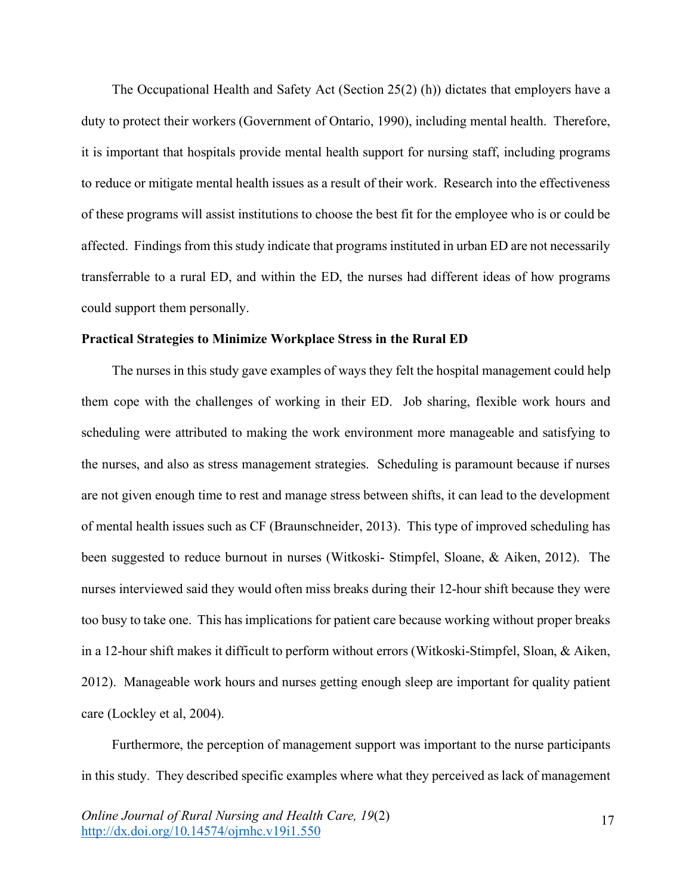The Occupational Health and Safety Act (Section 25(2) (h)) dictates that employers have a duty to protect their workers (Government of Ontario, 1990), including mental health. Therefore, it is important that hospitals provide mental health support for nursing staff, including programs to reduce or mitigate mental health issues as a result of their work. Research into the effectiveness of these programs will assist institutions to choose the best fit for the employee who is or could be affected. Findings from this study indicate that programs instituted in urban ED are not necessarily transferrable to a rural ED, and within the ED, the nurses had different ideas of how programs could support them personally.

**Practical Strategies to Minimize Workplace Stress in the Rural ED**

The nurses in this study gave examples of ways they felt the hospital management could help them cope with the challenges of working in their ED. Job sharing, flexible work hours and scheduling were attributed to making the work environment more manageable and satisfying to the nurses, and also as stress management strategies. Scheduling is paramount because if nurses are not given enough time to rest and manage stress between shifts, it can lead to the development of mental health issues such as CF (Braunschneider, 2013). This type of improved scheduling has been suggested to reduce burnout in nurses (Witkoski- Stimpfel, Sloane, & Aiken, 2012). The nurses interviewed said they would often miss breaks during their 12-hour shift because they were too busy to take one. This has implications for patient care because working without proper breaks in a 12-hour shift makes it difficult to perform without errors (Witkoski-Stimpfel, Sloan, & Aiken, 2012). Manageable work hours and nurses getting enough sleep are important for quality patient care (Lockley et al, 2004).

Furthermore, the perception of management support was important to the nurse participants in this study. They described specific examples where what they perceived as lack of management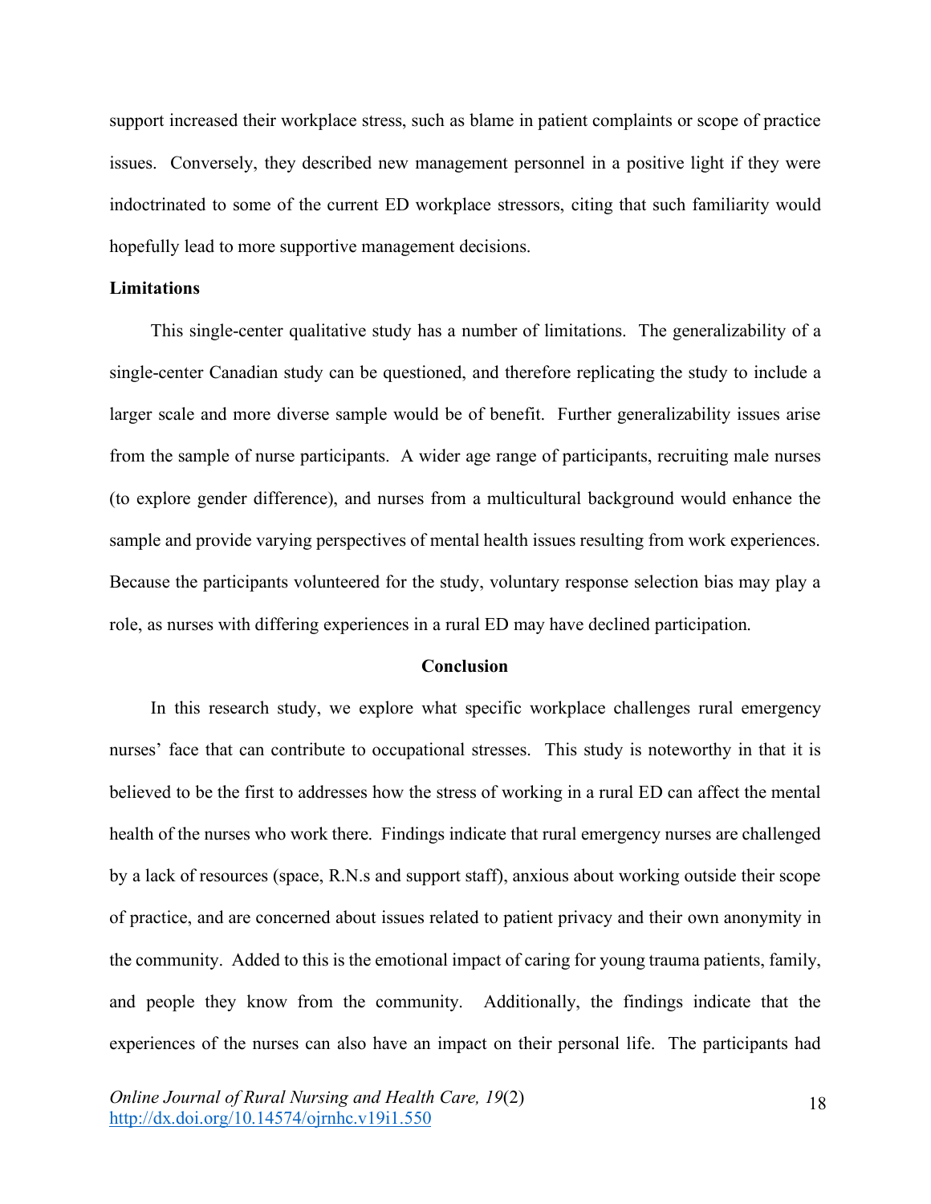support increased their workplace stress, such as blame in patient complaints or scope of practice issues. Conversely, they described new management personnel in a positive light if they were indoctrinated to some of the current ED workplace stressors, citing that such familiarity would hopefully lead to more supportive management decisions.

**Limitations**

This single-center qualitative study has a number of limitations. The generalizability of a single-center Canadian study can be questioned, and therefore replicating the study to include a larger scale and more diverse sample would be of benefit. Further generalizability issues arise from the sample of nurse participants. A wider age range of participants, recruiting male nurses (to explore gender difference), and nurses from a multicultural background would enhance the sample and provide varying perspectives of mental health issues resulting from work experiences. Because the participants volunteered for the study, voluntary response selection bias may play a role, as nurses with differing experiences in a rural ED may have declined participation.

## Conclusion

In this research study, we explore what specific workplace challenges rural emergency nurses' face that can contribute to occupational stresses. This study is noteworthy in that it is believed to be the first to addresses how the stress of working in a rural ED can affect the mental health of the nurses who work there. Findings indicate that rural emergency nurses are challenged by a lack of resources (space, R.N.s and support staff), anxious about working outside their scope of practice, and are concerned about issues related to patient privacy and their own anonymity in the community. Added to this is the emotional impact of caring for young trauma patients, family, and people they know from the community. Additionally, the findings indicate that the experiences of the nurses can also have an impact on their personal life. The participants had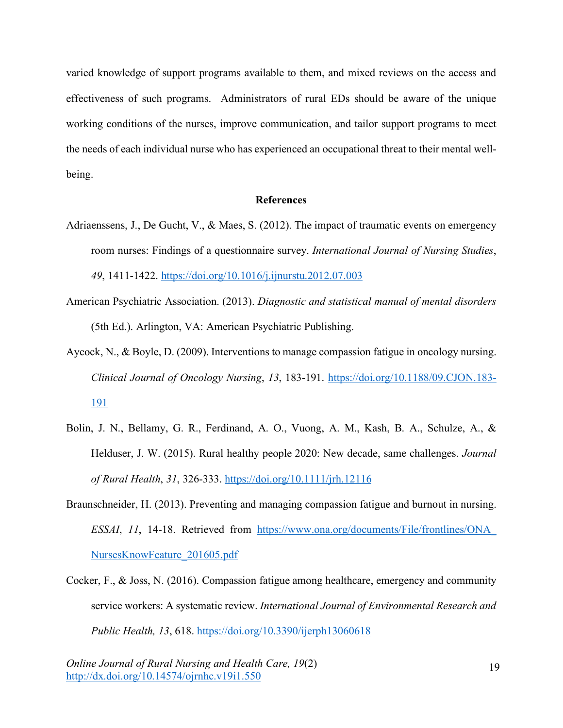varied knowledge of support programs available to them, and mixed reviews on the access and effectiveness of such programs. Administrators of rural EDs should be aware of the unique working conditions of the nurses, improve communication, and tailor support programs to meet the needs of each individual nurse who has experienced an occupational threat to their mental well-being.

**References**

Adriaenssens, J., De Gucht, V., & Maes, S. (2012). The impact of traumatic events on emergency room nurses: Findings of a questionnaire survey. *International Journal of Nursing Studies*, *49*, 1411-1422. https://doi.org/10.1016/j.ijnurstu.2012.07.003

American Psychiatric Association. (2013). *Diagnostic and statistical manual of mental disorders* (5th Ed.). Arlington, VA: American Psychiatric Publishing.

Aycock, N., & Boyle, D. (2009). Interventions to manage compassion fatigue in oncology nursing. *Clinical Journal of Oncology Nursing*, *13*, 183-191. https://doi.org/10.1188/09.CJON.183-191

Bolin, J. N., Bellamy, G. R., Ferdinand, A. O., Vuong, A. M., Kash, B. A., Schulze, A., & Helduser, J. W. (2015). Rural healthy people 2020: New decade, same challenges. *Journal of Rural Health*, *31*, 326-333. https://doi.org/10.1111/jrh.12116

Braunschneider, H. (2013). Preventing and managing compassion fatigue and burnout in nursing. *ESSAI*, *11*, 14-18. Retrieved from https://www.ona.org/documents/File/frontlines/ONA_NursesKnowFeature_201605.pdf

Cocker, F., & Joss, N. (2016). Compassion fatigue among healthcare, emergency and community service workers: A systematic review. *International Journal of Environmental Research and Public Health, 13*, 618. https://doi.org/10.3390/ijerph13060618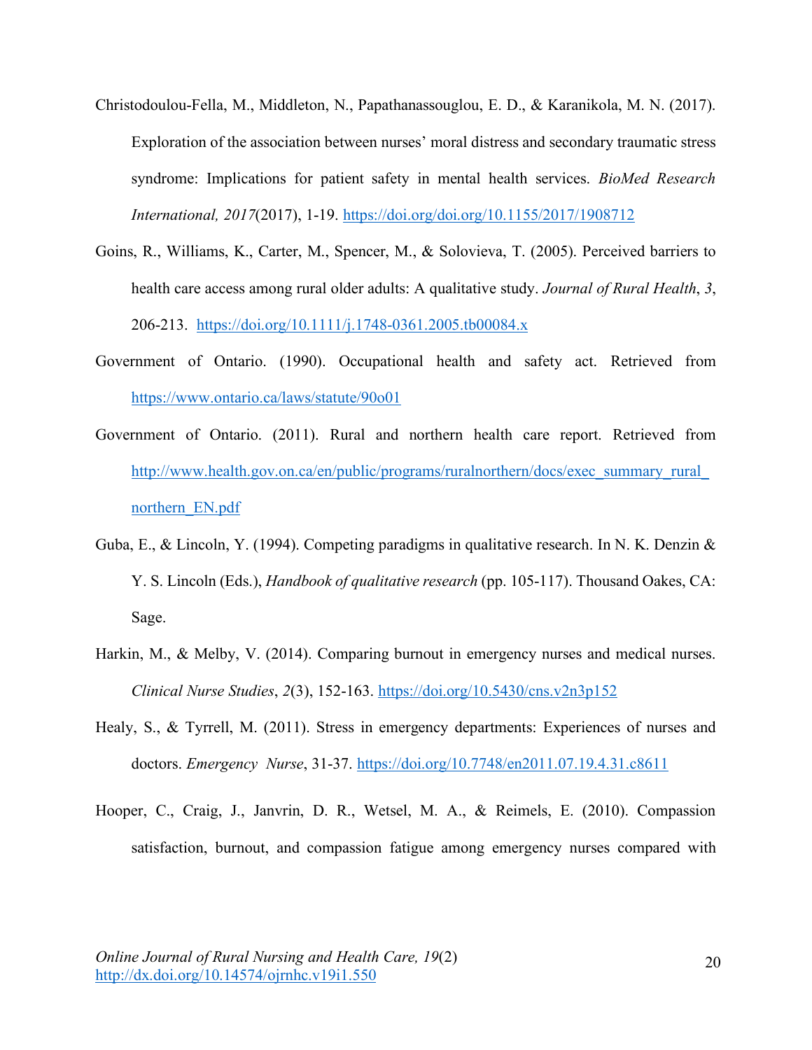Christodoulou-Fella, M., Middleton, N., Papathanassouglou, E. D., & Karanikola, M. N. (2017). Exploration of the association between nurses' moral distress and secondary traumatic stress syndrome: Implications for patient safety in mental health services. *BioMed Research International, 2017*(2017), 1-19. https://doi.org/doi.org/10.1155/2017/1908712

Goins, R., Williams, K., Carter, M., Spencer, M., & Solovieva, T. (2005). Perceived barriers to health care access among rural older adults: A qualitative study. *Journal of Rural Health*, *3*, 206-213. https://doi.org/10.1111/j.1748-0361.2005.tb00084.x

Government of Ontario. (1990). Occupational health and safety act. Retrieved from https://www.ontario.ca/laws/statute/90o01

Government of Ontario. (2011). Rural and northern health care report. Retrieved from http://www.health.gov.on.ca/en/public/programs/ruralnorthern/docs/exec_summary_rural_northern_EN.pdf

Guba, E., & Lincoln, Y. (1994). Competing paradigms in qualitative research. In N. K. Denzin & Y. S. Lincoln (Eds.), *Handbook of qualitative research* (pp. 105-117). Thousand Oakes, CA: Sage.

Harkin, M., & Melby, V. (2014). Comparing burnout in emergency nurses and medical nurses. *Clinical Nurse Studies*, *2*(3), 152-163. https://doi.org/10.5430/cns.v2n3p152

Healy, S., & Tyrrell, M. (2011). Stress in emergency departments: Experiences of nurses and doctors. *Emergency Nurse*, 31-37. https://doi.org/10.7748/en2011.07.19.4.31.c8611

Hooper, C., Craig, J., Janvrin, D. R., Wetsel, M. A., & Reimels, E. (2010). Compassion satisfaction, burnout, and compassion fatigue among emergency nurses compared with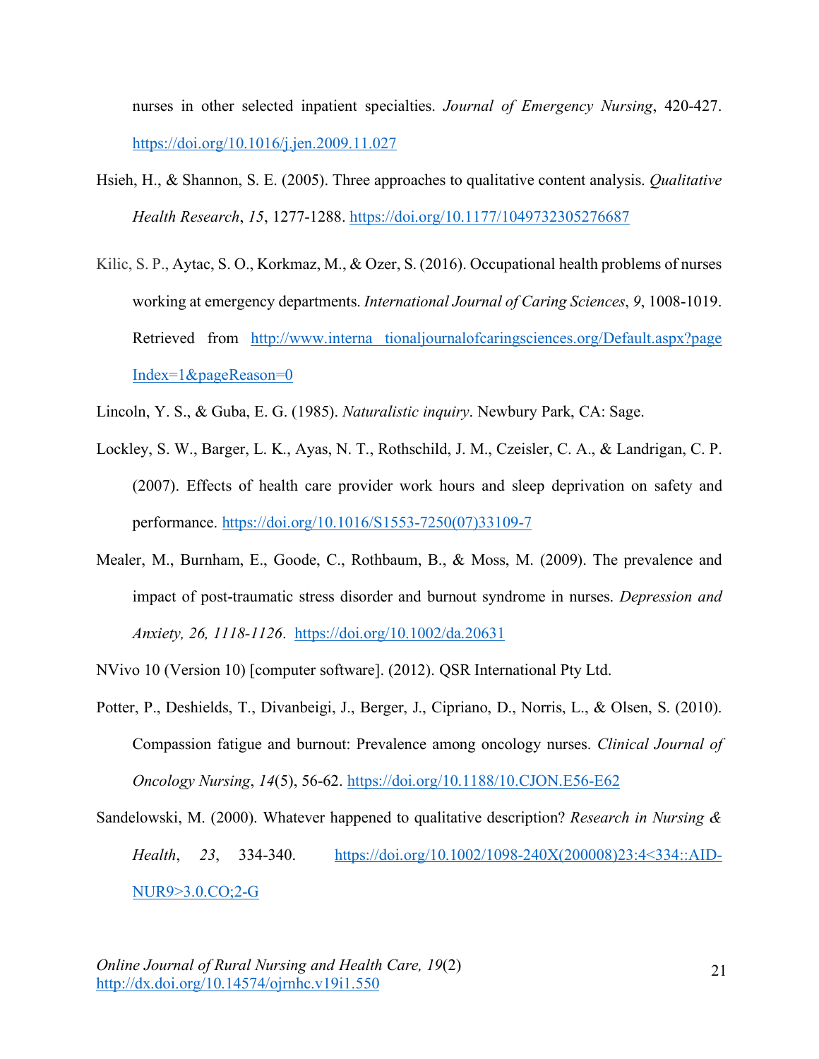nurses in other selected inpatient specialties. *Journal of Emergency Nursing*, 420-427. https://doi.org/10.1016/j.jen.2009.11.027

Hsieh, H., & Shannon, S. E. (2005). Three approaches to qualitative content analysis. *Qualitative Health Research*, *15*, 1277-1288. https://doi.org/10.1177/1049732305276687

Kilic, S. P., Aytac, S. O., Korkmaz, M., & Ozer, S. (2016). Occupational health problems of nurses working at emergency departments. *International Journal of Caring Sciences*, *9*, 1008-1019. Retrieved from http://www.interna tionaljournalofcaringsciences.org/Default.aspx?pageIndex=1&pageReason=0

Lincoln, Y. S., & Guba, E. G. (1985). *Naturalistic inquiry*. Newbury Park, CA: Sage.

Lockley, S. W., Barger, L. K., Ayas, N. T., Rothschild, J. M., Czeisler, C. A., & Landrigan, C. P. (2007). Effects of health care provider work hours and sleep deprivation on safety and performance. https://doi.org/10.1016/S1553-7250(07)33109-7

Mealer, M., Burnham, E., Goode, C., Rothbaum, B., & Moss, M. (2009). The prevalence and impact of post-traumatic stress disorder and burnout syndrome in nurses. *Depression and Anxiety, 26, 1118-1126*. https://doi.org/10.1002/da.20631

NVivo 10 (Version 10) [computer software]. (2012). QSR International Pty Ltd.

Potter, P., Deshields, T., Divanbeigi, J., Berger, J., Cipriano, D., Norris, L., & Olsen, S. (2010). Compassion fatigue and burnout: Prevalence among oncology nurses. *Clinical Journal of Oncology Nursing*, *14*(5), 56-62. https://doi.org/10.1188/10.CJON.E56-E62

Sandelowski, M. (2000). Whatever happened to qualitative description? *Research in Nursing & Health*, *23*, 334-340. https://doi.org/10.1002/1098-240X(200008)23:4<334::AID-NUR9>3.0.CO;2-G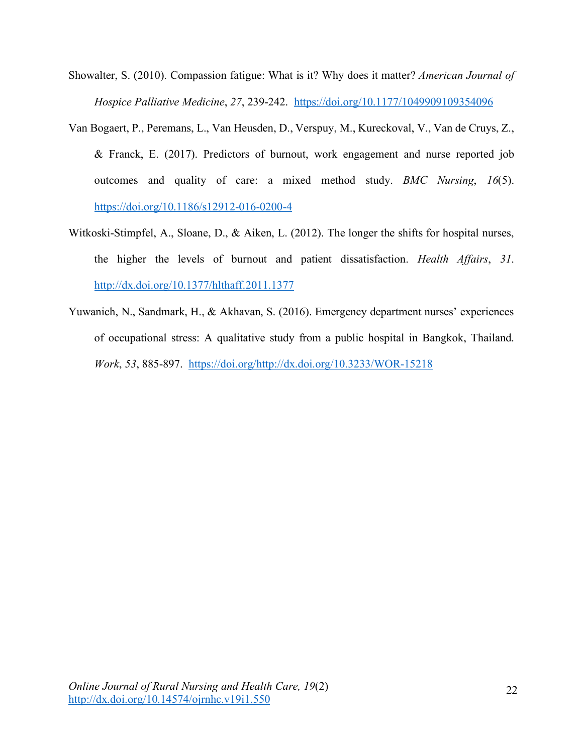Showalter, S. (2010). Compassion fatigue: What is it? Why does it matter? *American Journal of Hospice Palliative Medicine*, *27*, 239-242. https://doi.org/10.1177/1049909109354096

Van Bogaert, P., Peremans, L., Van Heusden, D., Verspuy, M., Kureckoval, V., Van de Cruys, Z., & Franck, E. (2017). Predictors of burnout, work engagement and nurse reported job outcomes and quality of care: a mixed method study. *BMC Nursing*, *16*(5). https://doi.org/10.1186/s12912-016-0200-4

Witkoski-Stimpfel, A., Sloane, D., & Aiken, L. (2012). The longer the shifts for hospital nurses, the higher the levels of burnout and patient dissatisfaction. *Health Affairs*, *31*. http://dx.doi.org/10.1377/hlthaff.2011.1377

Yuwanich, N., Sandmark, H., & Akhavan, S. (2016). Emergency department nurses' experiences of occupational stress: A qualitative study from a public hospital in Bangkok, Thailand. *Work*, *53*, 885-897. https://doi.org/http://dx.doi.org/10.3233/WOR-15218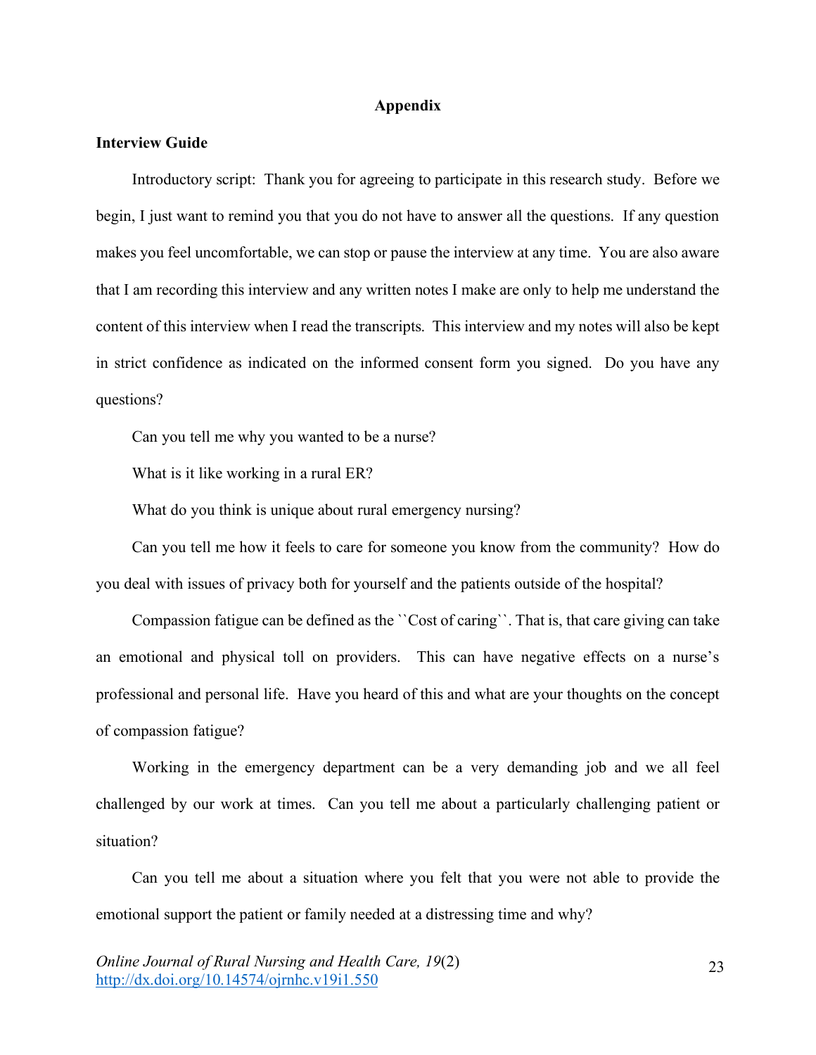## Appendix

### Interview Guide

Introductory script: Thank you for agreeing to participate in this research study. Before we begin, I just want to remind you that you do not have to answer all the questions. If any question makes you feel uncomfortable, we can stop or pause the interview at any time. You are also aware that I am recording this interview and any written notes I make are only to help me understand the content of this interview when I read the transcripts. This interview and my notes will also be kept in strict confidence as indicated on the informed consent form you signed. Do you have any questions?

Can you tell me why you wanted to be a nurse?

What is it like working in a rural ER?

What do you think is unique about rural emergency nursing?

Can you tell me how it feels to care for someone you know from the community? How do you deal with issues of privacy both for yourself and the patients outside of the hospital?

Compassion fatigue can be defined as the ``Cost of caring``. That is, that care giving can take an emotional and physical toll on providers. This can have negative effects on a nurse's professional and personal life. Have you heard of this and what are your thoughts on the concept of compassion fatigue?

Working in the emergency department can be a very demanding job and we all feel challenged by our work at times. Can you tell me about a particularly challenging patient or situation?

Can you tell me about a situation where you felt that you were not able to provide the emotional support the patient or family needed at a distressing time and why?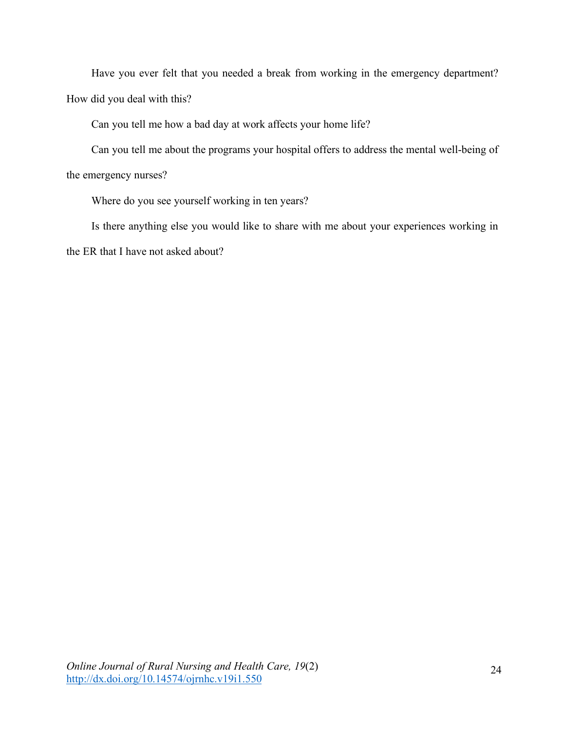Have you ever felt that you needed a break from working in the emergency department? How did you deal with this?

Can you tell me how a bad day at work affects your home life?

Can you tell me about the programs your hospital offers to address the mental well-being of the emergency nurses?

Where do you see yourself working in ten years?

Is there anything else you would like to share with me about your experiences working in the ER that I have not asked about?